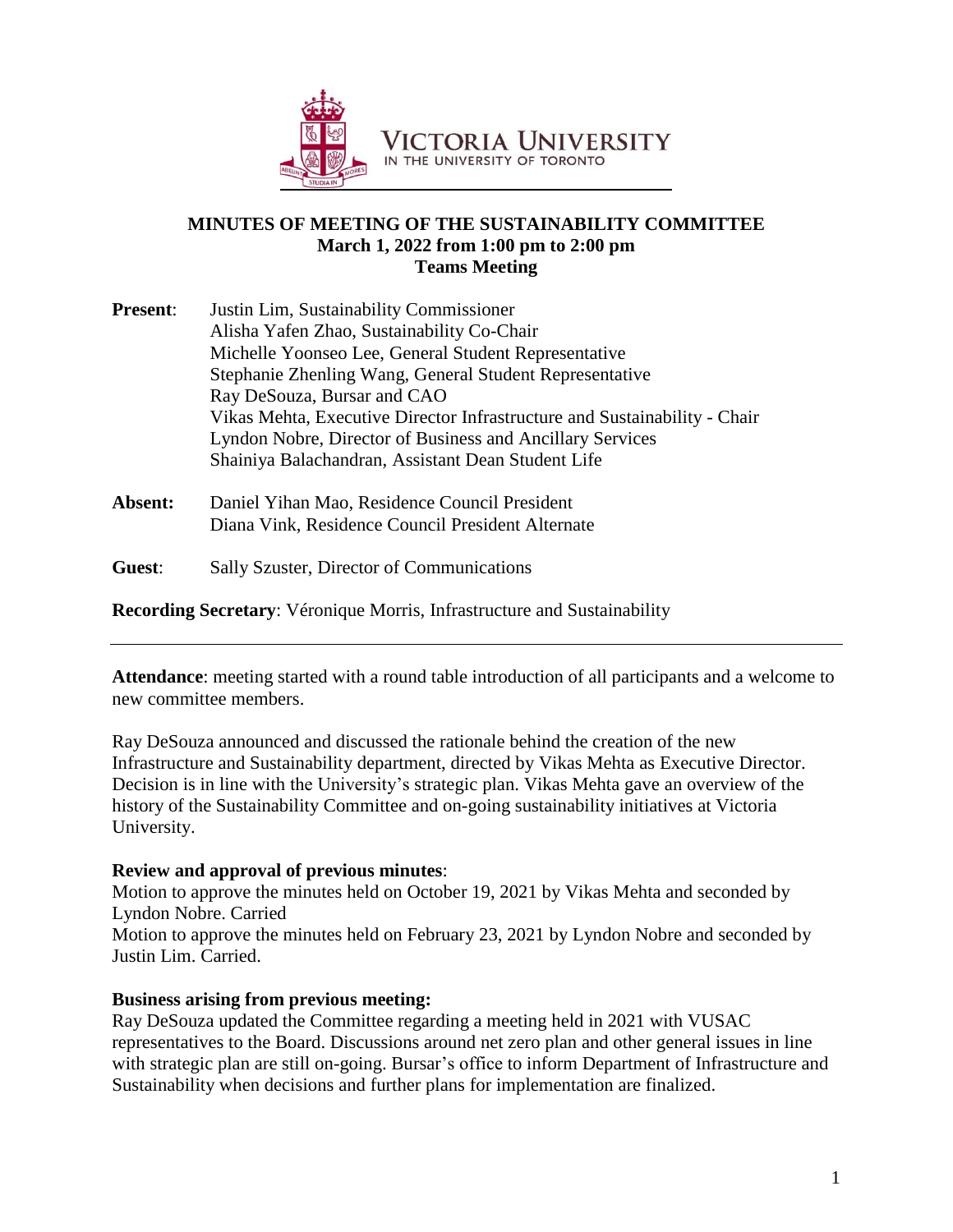VICTORIA UNIVERSITY
IN THE UNIVERSITY OF TORONTO

# MINUTES OF MEETING OF THE SUSTAINABILITY COMMITTEE
**March 1, 2022 from 1:00 pm to 2:00 pm**
**Teams Meeting**

**Present**: Justin Lim, Sustainability Commissioner
Alisha Yafen Zhao, Sustainability Co-Chair
Michelle Yoonseo Lee, General Student Representative
Stephanie Zhenling Wang, General Student Representative
Ray DeSouza, Bursar and CAO
Vikas Mehta, Executive Director Infrastructure and Sustainability - Chair
Lyndon Nobre, Director of Business and Ancillary Services
Shainiya Balachandran, Assistant Dean Student Life

**Absent:** Daniel Yihan Mao, Residence Council President
Diana Vink, Residence Council President Alternate

**Guest**: Sally Szuster, Director of Communications

**Recording Secretary**: Véronique Morris, Infrastructure and Sustainability

---

**Attendance**: meeting started with a round table introduction of all participants and a welcome to new committee members.

Ray DeSouza announced and discussed the rationale behind the creation of the new Infrastructure and Sustainability department, directed by Vikas Mehta as Executive Director. Decision is in line with the University's strategic plan. Vikas Mehta gave an overview of the history of the Sustainability Committee and on-going sustainability initiatives at Victoria University.

**Review and approval of previous minutes**:
Motion to approve the minutes held on October 19, 2021 by Vikas Mehta and seconded by Lyndon Nobre. Carried
Motion to approve the minutes held on February 23, 2021 by Lyndon Nobre and seconded by Justin Lim. Carried.

**Business arising from previous meeting:**
Ray DeSouza updated the Committee regarding a meeting held in 2021 with VUSAC representatives to the Board. Discussions around net zero plan and other general issues in line with strategic plan are still on-going. Bursar's office to inform Department of Infrastructure and Sustainability when decisions and further plans for implementation are finalized.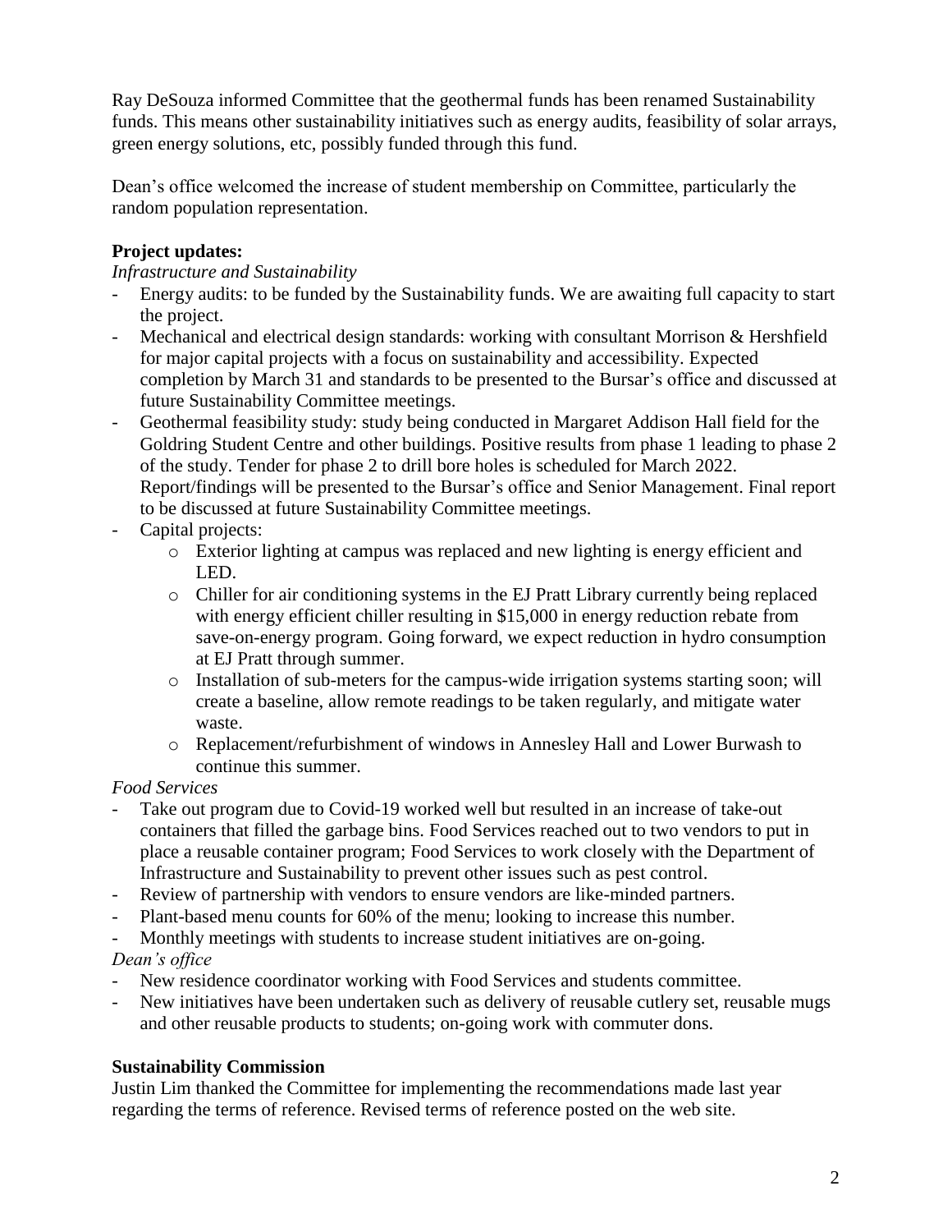Ray DeSouza informed Committee that the geothermal funds has been renamed Sustainability funds. This means other sustainability initiatives such as energy audits, feasibility of solar arrays, green energy solutions, etc, possibly funded through this fund.

Dean's office welcomed the increase of student membership on Committee, particularly the random population representation.

**Project updates:**

*Infrastructure and Sustainability*

- Energy audits: to be funded by the Sustainability funds. We are awaiting full capacity to start the project.
- Mechanical and electrical design standards: working with consultant Morrison & Hershfield for major capital projects with a focus on sustainability and accessibility. Expected completion by March 31 and standards to be presented to the Bursar's office and discussed at future Sustainability Committee meetings.
- Geothermal feasibility study: study being conducted in Margaret Addison Hall field for the Goldring Student Centre and other buildings. Positive results from phase 1 leading to phase 2 of the study. Tender for phase 2 to drill bore holes is scheduled for March 2022. Report/findings will be presented to the Bursar's office and Senior Management. Final report to be discussed at future Sustainability Committee meetings.
- Capital projects:
  - Exterior lighting at campus was replaced and new lighting is energy efficient and LED.
  - Chiller for air conditioning systems in the EJ Pratt Library currently being replaced with energy efficient chiller resulting in $15,000 in energy reduction rebate from save-on-energy program. Going forward, we expect reduction in hydro consumption at EJ Pratt through summer.
  - Installation of sub-meters for the campus-wide irrigation systems starting soon; will create a baseline, allow remote readings to be taken regularly, and mitigate water waste.
  - Replacement/refurbishment of windows in Annesley Hall and Lower Burwash to continue this summer.

*Food Services*

- Take out program due to Covid-19 worked well but resulted in an increase of take-out containers that filled the garbage bins. Food Services reached out to two vendors to put in place a reusable container program; Food Services to work closely with the Department of Infrastructure and Sustainability to prevent other issues such as pest control.
- Review of partnership with vendors to ensure vendors are like-minded partners.
- Plant-based menu counts for 60% of the menu; looking to increase this number.
- Monthly meetings with students to increase student initiatives are on-going.

*Dean's office*

- New residence coordinator working with Food Services and students committee.
- New initiatives have been undertaken such as delivery of reusable cutlery set, reusable mugs and other reusable products to students; on-going work with commuter dons.

**Sustainability Commission**

Justin Lim thanked the Committee for implementing the recommendations made last year regarding the terms of reference. Revised terms of reference posted on the web site.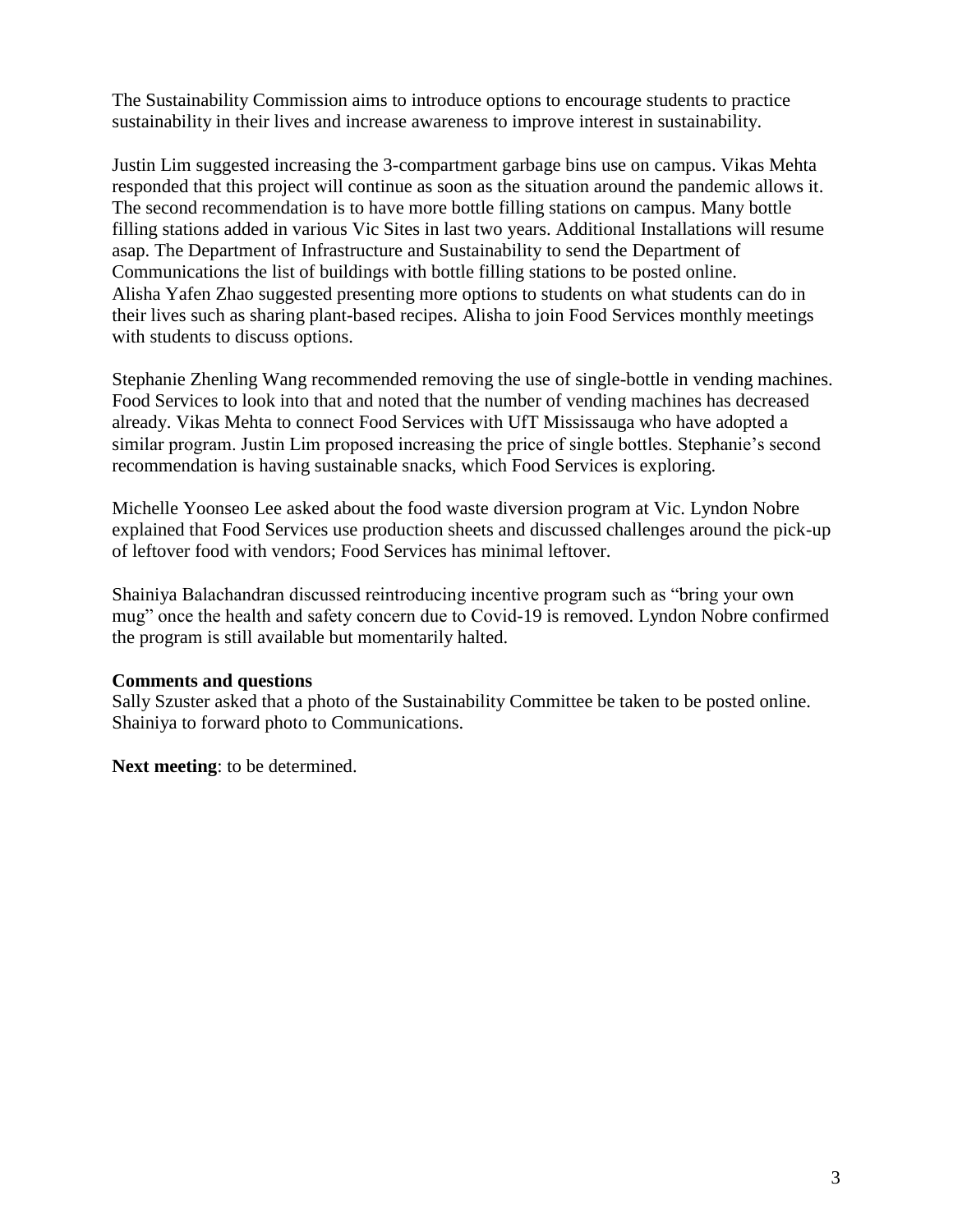The Sustainability Commission aims to introduce options to encourage students to practice sustainability in their lives and increase awareness to improve interest in sustainability.

Justin Lim suggested increasing the 3-compartment garbage bins use on campus. Vikas Mehta responded that this project will continue as soon as the situation around the pandemic allows it. The second recommendation is to have more bottle filling stations on campus. Many bottle filling stations added in various Vic Sites in last two years. Additional Installations will resume asap. The Department of Infrastructure and Sustainability to send the Department of Communications the list of buildings with bottle filling stations to be posted online.
Alisha Yafen Zhao suggested presenting more options to students on what students can do in their lives such as sharing plant-based recipes. Alisha to join Food Services monthly meetings with students to discuss options.

Stephanie Zhenling Wang recommended removing the use of single-bottle in vending machines. Food Services to look into that and noted that the number of vending machines has decreased already. Vikas Mehta to connect Food Services with UfT Mississauga who have adopted a similar program. Justin Lim proposed increasing the price of single bottles. Stephanie's second recommendation is having sustainable snacks, which Food Services is exploring.

Michelle Yoonseo Lee asked about the food waste diversion program at Vic. Lyndon Nobre explained that Food Services use production sheets and discussed challenges around the pick-up of leftover food with vendors; Food Services has minimal leftover.

Shainiya Balachandran discussed reintroducing incentive program such as "bring your own mug" once the health and safety concern due to Covid-19 is removed. Lyndon Nobre confirmed the program is still available but momentarily halted.

**Comments and questions**
Sally Szuster asked that a photo of the Sustainability Committee be taken to be posted online. Shainiya to forward photo to Communications.

**Next meeting**: to be determined.